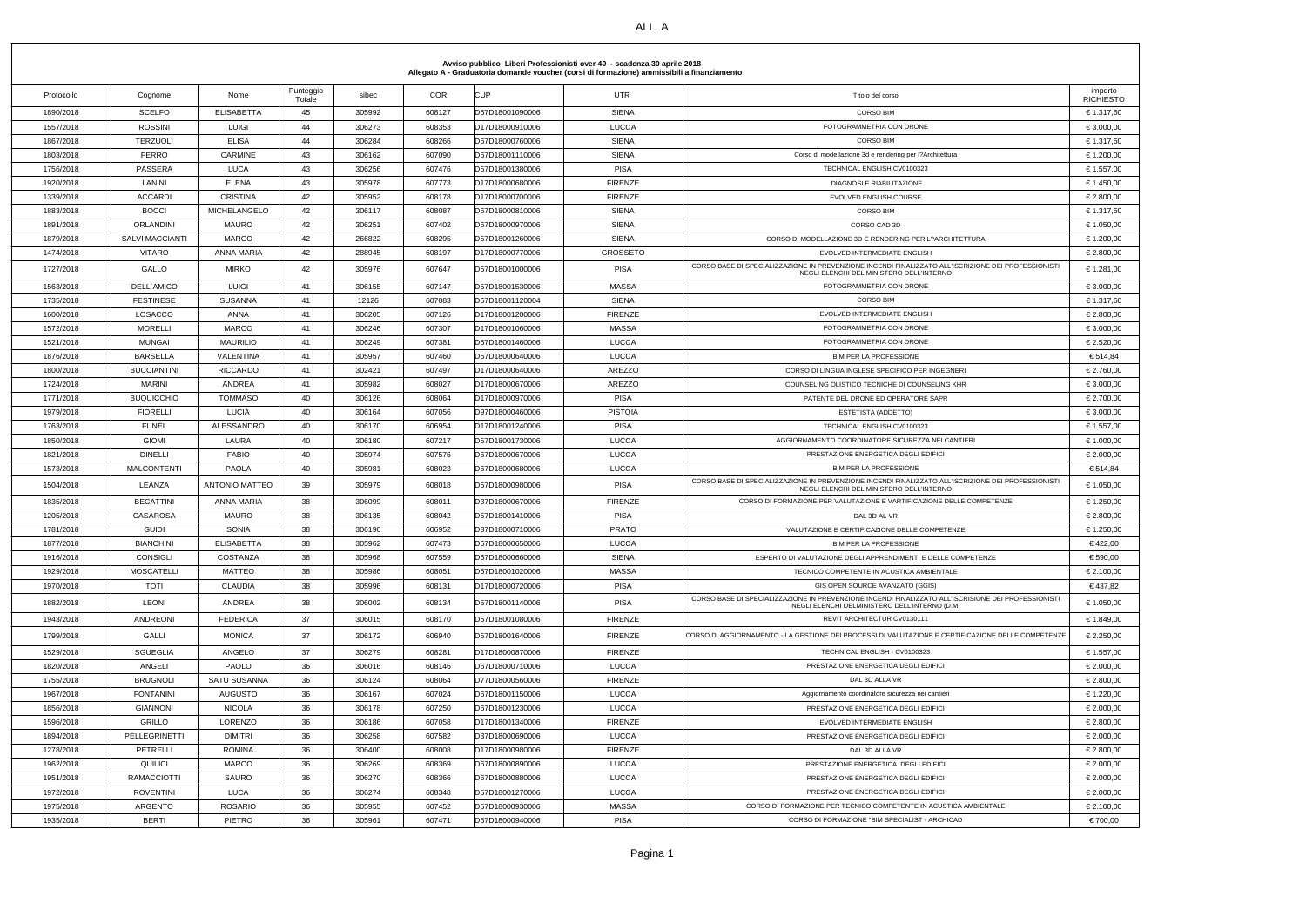ALL. A

**Avviso pubblico Liberi Professionisti over 40 - scadenza 30 aprile 2018-**
**Allegato A - Graduatoria domande voucher (corsi di formazione) ammissibili a finanziamento**

| Protocollo | Cognome | Nome | Punteggio Totale | sibec | COR | CUP | UTR | Titolo del corso | importo RICHIESTO |
|---|---|---|---|---|---|---|---|---|---|
| 1890/2018 | SCELFO | ELISABETTA | 45 | 305992 | 608127 | D57D18001090006 | SIENA | CORSO BIM | € 1.317,60 |
| 1557/2018 | ROSSINI | LUIGI | 44 | 306273 | 608353 | D17D18000910006 | LUCCA | FOTOGRAMMETRIA CON DRONE | € 3.000,00 |
| 1867/2018 | TERZUOLI | ELISA | 44 | 306284 | 608266 | D67D18000760006 | SIENA | CORSO BIM | € 1.317,60 |
| 1803/2018 | FERRO | CARMINE | 43 | 306162 | 607090 | D67D18001110006 | SIENA | Corso di modellazione 3d e rendering per l?Architettura | € 1.200,00 |
| 1756/2018 | PASSERA | LUCA | 43 | 306256 | 607476 | D57D18001380006 | PISA | TECHNICAL ENGLISH CV0100323 | € 1.557,00 |
| 1920/2018 | LANINI | ELENA | 43 | 305978 | 607773 | D17D18000680006 | FIRENZE | DIAGNOSI E RIABILITAZIONE | € 1.450,00 |
| 1339/2018 | ACCARDI | CRISTINA | 42 | 305952 | 608178 | D17D18000700006 | FIRENZE | EVOLVED ENGLISH COURSE | € 2.800,00 |
| 1883/2018 | BOCCI | MICHELANGELO | 42 | 306117 | 608087 | D67D18000810006 | SIENA | CORSO BIM | € 1.317,60 |
| 1891/2018 | ORLANDINI | MAURO | 42 | 306251 | 607402 | D67D18000970006 | SIENA | CORSO CAD 3D | € 1.050,00 |
| 1879/2018 | SALVI MACCIANTI | MARCO | 42 | 266822 | 608295 | D57D18001260006 | SIENA | CORSO DI MODELLAZIONE 3D E RENDERING PER L?ARCHITETTURA | € 1.200,00 |
| 1474/2018 | VITARO | ANNA MARIA | 42 | 288945 | 608197 | D17D18000770006 | GROSSETO | EVOLVED INTERMEDIATE ENGLISH | € 2.800,00 |
| 1727/2018 | GALLO | MIRKO | 42 | 305976 | 607647 | D57D18001000006 | PISA | CORSO BASE DI SPECIALIZZAZIONE IN PREVENZIONE INCENDI FINALIZZATO ALL'ISCRIZIONE DEI PROFESSIONISTI NEGLI ELENCHI DEL MINISTERO DELL'INTERNO | € 1.281,00 |
| 1563/2018 | DELL`AMICO | LUIGI | 41 | 306155 | 607147 | D57D18001530006 | MASSA | FOTOGRAMMETRIA CON DRONE | € 3.000,00 |
| 1735/2018 | FESTINESE | SUSANNA | 41 | 12126 | 607083 | D67D18001120004 | SIENA | CORSO BIM | € 1.317,60 |
| 1600/2018 | LOSACCO | ANNA | 41 | 306205 | 607126 | D17D18001200006 | FIRENZE | EVOLVED INTERMEDIATE ENGLISH | € 2.800,00 |
| 1572/2018 | MORELLI | MARCO | 41 | 306246 | 607307 | D17D18001060006 | MASSA | FOTOGRAMMETRIA CON DRONE | € 3.000,00 |
| 1521/2018 | MUNGAI | MAURILIO | 41 | 306249 | 607381 | D57D18001460006 | LUCCA | FOTOGRAMMETRIA CON DRONE | € 2.520,00 |
| 1876/2018 | BARSELLA | VALENTINA | 41 | 305957 | 607460 | D67D18000640006 | LUCCA | BIM PER LA PROFESSIONE | € 514,84 |
| 1800/2018 | BUCCIANTINI | RICCARDO | 41 | 302421 | 607497 | D17D18000640006 | AREZZO | CORSO DI LINGUA INGLESE SPECIFICO PER INGEGNERI | € 2.760,00 |
| 1724/2018 | MARINI | ANDREA | 41 | 305982 | 608027 | D17D18000670006 | AREZZO | COUNSELING OLISTICO TECNICHE DI COUNSELING KHR | € 3.000,00 |
| 1771/2018 | BUQUICCHIO | TOMMASO | 40 | 306126 | 608064 | D17D18000970006 | PISA | PATENTE DEL DRONE ED OPERATORE SAPR | € 2.700,00 |
| 1979/2018 | FIORELLI | LUCIA | 40 | 306164 | 607056 | D97D18000460006 | PISTOIA | ESTETISTA (ADDETTO) | € 3.000,00 |
| 1763/2018 | FUNEL | ALESSANDRO | 40 | 306170 | 606954 | D17D18001240006 | PISA | TECHNICAL ENGLISH CV0100323 | € 1.557,00 |
| 1850/2018 | GIOMI | LAURA | 40 | 306180 | 607217 | D57D18001730006 | LUCCA | AGGIORNAMENTO COORDINATORE SICUREZZA NEI CANTIERI | € 1.000,00 |
| 1821/2018 | DINELLI | FABIO | 40 | 305974 | 607576 | D67D18000670006 | LUCCA | PRESTAZIONE ENERGETICA DEGLI EDIFICI | € 2.000,00 |
| 1573/2018 | MALCONTENTI | PAOLA | 40 | 305981 | 608023 | D67D18000680006 | LUCCA | BIM PER LA PROFESSIONE | € 514,84 |
| 1504/2018 | LEANZA | ANTONIO MATTEO | 39 | 305979 | 608018 | D57D18000980006 | PISA | CORSO BASE DI SPECIALIZZAZIONE IN PREVENZIONE INCENDI FINALIZZATO ALL'ISCRIZIONE DEI PROFESSIONISTI NEGLI ELENCHI DEL MINISTERO DELL'INTERNO | € 1.050,00 |
| 1835/2018 | BECATTINI | ANNA MARIA | 38 | 306099 | 608011 | D37D18000670006 | FIRENZE | CORSO DI FORMAZIONE PER VALUTAZIONE E VARTIFICAZIONE DELLE COMPETENZE | € 1.250,00 |
| 1205/2018 | CASAROSA | MAURO | 38 | 306135 | 608042 | D57D18001410006 | PISA | DAL 3D AL VR | € 2.800,00 |
| 1781/2018 | GUIDI | SONIA | 38 | 306190 | 606952 | D37D18000710006 | PRATO | VALUTAZIONE E CERTIFICAZIONE DELLE COMPETENZE | € 1.250,00 |
| 1877/2018 | BIANCHINI | ELISABETTA | 38 | 305962 | 607473 | D67D18000650006 | LUCCA | BIM PER LA PROFESSIONE | € 422,00 |
| 1916/2018 | CONSIGLI | COSTANZA | 38 | 305968 | 607559 | D67D18000660006 | SIENA | ESPERTO DI VALUTAZIONE DEGLI APPRENDIMENTI E DELLE COMPETENZE | € 590,00 |
| 1929/2018 | MOSCATELLI | MATTEO | 38 | 305986 | 608051 | D57D18001020006 | MASSA | TECNICO COMPETENTE IN ACUSTICA AMBIENTALE | € 2.100,00 |
| 1970/2018 | TOTI | CLAUDIA | 38 | 305996 | 608131 | D17D18000720006 | PISA | GIS OPEN SOURCE AVANZATO (GGIS) | € 437,82 |
| 1882/2018 | LEONI | ANDREA | 38 | 306002 | 608134 | D57D18001140006 | PISA | CORSO BASE DI SPECIALIZZAZIONE IN PREVENZIONE INCENDI FINALIZZATO ALL'ISCRIZIONE DEI PROFESSIONISTI NEGLI ELENCHI DELMINISTERO DELL'INTERNO (D.M. | € 1.050,00 |
| 1943/2018 | ANDREONI | FEDERICA | 37 | 306015 | 608170 | D57D18001080006 | FIRENZE | REVIT ARCHITECTUR CV0130111 | € 1.849,00 |
| 1799/2018 | GALLI | MONICA | 37 | 306172 | 606940 | D57D18001640006 | FIRENZE | CORSO DI AGGIORNAMENTO - LA GESTIONE DEI PROCESSI DI VALUTAZIONE E CERTIFICAZIONE DELLE COMPETENZE | € 2.250,00 |
| 1529/2018 | SGUEGLIA | ANGELO | 37 | 306279 | 608281 | D17D18000870006 | FIRENZE | TECHNICAL ENGLISH - CV0100323 | € 1.557,00 |
| 1820/2018 | ANGELI | PAOLO | 36 | 306016 | 608146 | D67D18000710006 | LUCCA | PRESTAZIONE ENERGETICA DEGLI EDIFICI | € 2.000,00 |
| 1755/2018 | BRUGNOLI | SATU SUSANNA | 36 | 306124 | 608064 | D77D18000560006 | FIRENZE | DAL 3D ALLA VR | € 2.800,00 |
| 1967/2018 | FONTANINI | AUGUSTO | 36 | 306167 | 607024 | D67D18001150006 | LUCCA | Aggiornamento coordinatore sicurezza nei cantieri | € 1.220,00 |
| 1856/2018 | GIANNONI | NICOLA | 36 | 306178 | 607250 | D67D18001230006 | LUCCA | PRESTAZIONE ENERGETICA DEGLI EDIFICI | € 2.000,00 |
| 1596/2018 | GRILLO | LORENZO | 36 | 306186 | 607058 | D17D18001340006 | FIRENZE | EVOLVED INTERMEDIATE ENGLISH | € 2.800,00 |
| 1894/2018 | PELLEGRINETTI | DIMITRI | 36 | 306258 | 607582 | D37D18000690006 | LUCCA | PRESTAZIONE ENERGETICA DEGLI EDIFICI | € 2.000,00 |
| 1278/2018 | PETRELLI | ROMINA | 36 | 306400 | 608008 | D17D18000980006 | FIRENZE | DAL 3D ALLA VR | € 2.800,00 |
| 1962/2018 | QUILICI | MARCO | 36 | 306269 | 608369 | D67D18000890006 | LUCCA | PRESTAZIONE ENERGETICA DEGLI EDIFICI | € 2.000,00 |
| 1951/2018 | RAMACCIOTTI | SAURO | 36 | 306270 | 608366 | D67D18000880006 | LUCCA | PRESTAZIONE ENERGETICA DEGLI EDIFICI | € 2.000,00 |
| 1972/2018 | ROVENTINI | LUCA | 36 | 306274 | 608348 | D57D18001270006 | LUCCA | PRESTAZIONE ENERGETICA DEGLI EDIFICI | € 2.000,00 |
| 1975/2018 | ARGENTO | ROSARIO | 36 | 305955 | 607452 | D57D18000930006 | MASSA | CORSO DI FORMAZIONE PER TECNICO COMPETENTE IN ACUSTICA AMBIENTALE | € 2.100,00 |
| 1935/2018 | BERTI | PIETRO | 36 | 305961 | 607471 | D57D18000940006 | PISA | CORSO DI FORMAZIONE "BIM SPECIALIST - ARCHICAD | € 700,00 |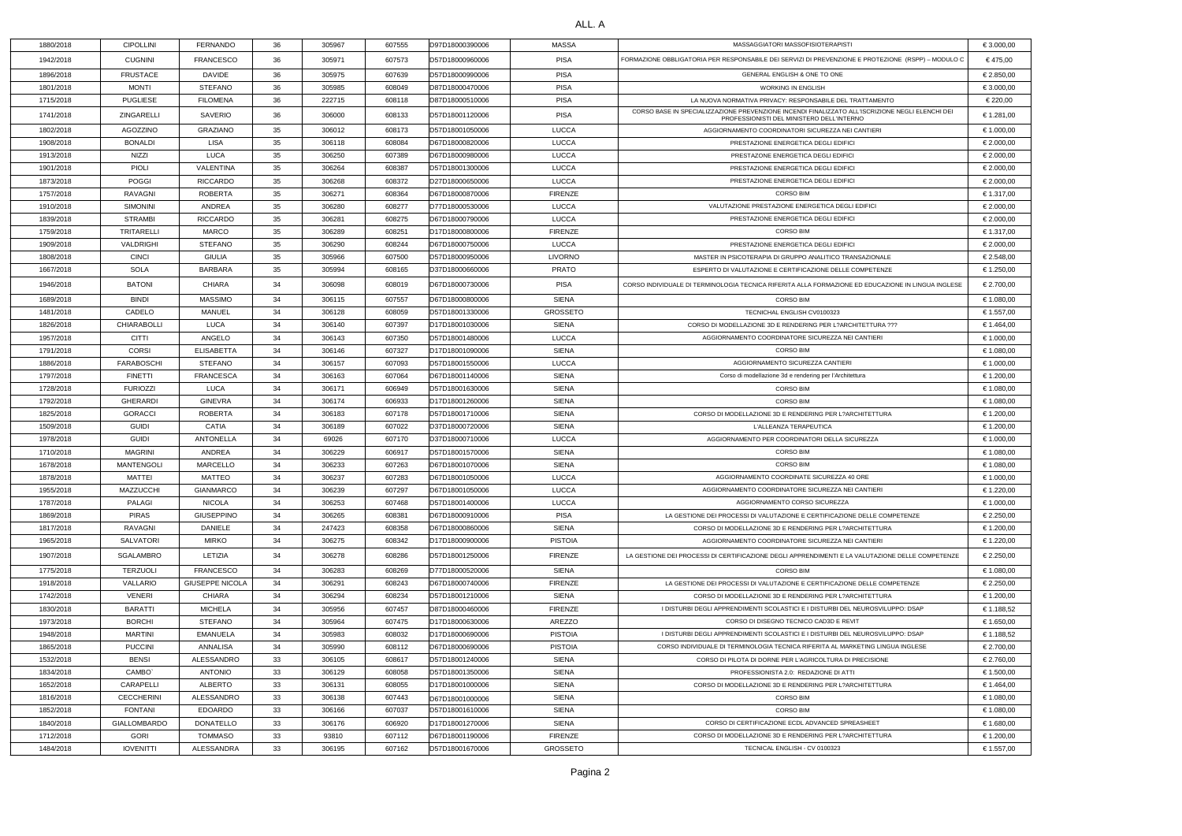ALL. A

| | | | | | | | | | |
|---|---|---|---|---|---|---|---|---|---|
| 1880/2018 | CIPOLLINI | FERNANDO | 36 | 305967 | 607555 | D97D18000390006 | MASSA | MASSAGGIATORI MASSOFISIOTERAPISTI | € 3.000,00 |
| 1942/2018 | CUGNINI | FRANCESCO | 36 | 305971 | 607573 | D57D18000960006 | PISA | FORMAZIONE OBBLIGATORIA PER RESPONSABILE DEI SERVIZI DI PREVENZIONE E PROTEZIONE (RSPP) – MODULO C | € 475,00 |
| 1896/2018 | FRUSTACE | DAVIDE | 36 | 305975 | 607639 | D57D18000990006 | PISA | GENERAL ENGLISH & ONE TO ONE | € 2.850,00 |
| 1801/2018 | MONTI | STEFANO | 36 | 305985 | 608049 | D87D18000470006 | PISA | WORKING IN ENGLISH | € 3.000,00 |
| 1715/2018 | PUGLIESE | FILOMENA | 36 | 222715 | 608118 | D87D18000510006 | PISA | LA NUOVA NORMATIVA PRIVACY: RESPONSABILE DEL TRATTAMENTO | € 220,00 |
| 1741/2018 | ZINGARELLI | SAVERIO | 36 | 306000 | 608133 | D57D18001120006 | PISA | CORSO BASE IN SPECIALIZZAZIONE PREVENZIONE INCENDI FINALIZZATO ALL'ISCRIZIONE NEGLI ELENCHI DEI PROFESSIONISTI DEL MINISTERO DELL'INTERNO | € 1.281,00 |
| 1802/2018 | AGOZZINO | GRAZIANO | 35 | 306012 | 608173 | D57D18001050006 | LUCCA | AGGIORNAMENTO COORDINATORI SICUREZZA NEI CANTIERI | € 1.000,00 |
| 1908/2018 | BONALDI | LISA | 35 | 306118 | 608084 | D67D18000820006 | LUCCA | PRESTAZIONE ENERGETICA DEGLI EDIFICI | € 2.000,00 |
| 1913/2018 | NIZZI | LUCA | 35 | 306250 | 607389 | D67D18000980006 | LUCCA | PRESTAZONE ENERGETICA DEGLI EDIFICI | € 2.000,00 |
| 1901/2018 | PIOLI | VALENTINA | 35 | 306264 | 608387 | D57D18001300006 | LUCCA | PRESTAZIONE ENERGETICA DEGLI EDIFICI | € 2.000,00 |
| 1873/2018 | POGGI | RICCARDO | 35 | 306268 | 608372 | D27D18000650006 | LUCCA | PRESTAZIONE ENERGETICA DEGLI EDIFICI | € 2.000,00 |
| 1757/2018 | RAVAGNI | ROBERTA | 35 | 306271 | 608364 | D67D18000870006 | FIRENZE | CORSO BIM | € 1.317,00 |
| 1910/2018 | SIMONINI | ANDREA | 35 | 306280 | 608277 | D77D18000530006 | LUCCA | VALUTAZIONE PRESTAZIONE ENERGETICA DEGLI EDIFICI | € 2.000,00 |
| 1839/2018 | STRAMBI | RICCARDO | 35 | 306281 | 608275 | D67D18000790006 | LUCCA | PRESTAZIONE ENERGETICA DEGLI EDIFICI | € 2.000,00 |
| 1759/2018 | TRITARELLI | MARCO | 35 | 306289 | 608251 | D17D18000800006 | FIRENZE | CORSO BIM | € 1.317,00 |
| 1909/2018 | VALDRIGHI | STEFANO | 35 | 306290 | 608244 | D67D18000750006 | LUCCA | PRESTAZIONE ENERGETICA DEGLI EDIFICI | € 2.000,00 |
| 1808/2018 | CINCI | GIULIA | 35 | 305966 | 607500 | D57D18000950006 | LIVORNO | MASTER IN PSICOTERAPIA DI GRUPPO ANALITICO TRANSAZIONALE | € 2.548,00 |
| 1667/2018 | SOLA | BARBARA | 35 | 305994 | 608165 | D37D18000660006 | PRATO | ESPERTO DI VALUTAZIONE E CERTIFICAZIONE DELLE COMPETENZE | € 1.250,00 |
| 1946/2018 | BATONI | CHIARA | 34 | 306098 | 608019 | D67D18000730006 | PISA | CORSO INDIVIDUALE DI TERMINOLOGIA TECNICA RIFERITA ALLA FORMAZIONE ED EDUCAZIONE IN LINGUA INGLESE | € 2.700,00 |
| 1689/2018 | BINDI | MASSIMO | 34 | 306115 | 607557 | D67D18000800006 | SIENA | CORSO BIM | € 1.080,00 |
| 1481/2018 | CADELO | MANUEL | 34 | 306128 | 608059 | D57D18001330006 | GROSSETO | TECNICHAL ENGLISH CV0100323 | € 1.557,00 |
| 1826/2018 | CHIARABOLLI | LUCA | 34 | 306140 | 607397 | D17D18001030006 | SIENA | CORSO DI MODELLAZIONE 3D E RENDERING PER L?ARCHITETTURA ??? | € 1.464,00 |
| 1957/2018 | CITTI | ANGELO | 34 | 306143 | 607350 | D57D18001480006 | LUCCA | AGGIORNAMENTO COORDINATORE SICUREZZA NEI CANTIERI | € 1.000,00 |
| 1791/2018 | CORSI | ELISABETTA | 34 | 306146 | 607327 | D17D18001090006 | SIENA | CORSO BIM | € 1.080,00 |
| 1886/2018 | FARABOSCHI | STEFANO | 34 | 306157 | 607093 | D57D18001550006 | LUCCA | AGGIORNAMENTO SICUREZZA CANTIERI | € 1.000,00 |
| 1797/2018 | FINETTI | FRANCESCA | 34 | 306163 | 607064 | D67D18001140006 | SIENA | Corso di modellazione 3d e rendering per l'Architettura | € 1.200,00 |
| 1728/2018 | FURIOZZI | LUCA | 34 | 306171 | 606949 | D57D18001630006 | SIENA | CORSO BIM | € 1.080,00 |
| 1792/2018 | GHERARDI | GINEVRA | 34 | 306174 | 606933 | D17D18001260006 | SIENA | CORSO BIM | € 1.080,00 |
| 1825/2018 | GORACCI | ROBERTA | 34 | 306183 | 607178 | D57D18001710006 | SIENA | CORSO DI MODELLAZIONE 3D E RENDERING PER L?ARCHITETTURA | € 1.200,00 |
| 1509/2018 | GUIDI | CATIA | 34 | 306189 | 607022 | D37D18000720006 | SIENA | L'ALLEANZA TERAPEUTICA | € 1.200,00 |
| 1978/2018 | GUIDI | ANTONELLA | 34 | 69026 | 607170 | D37D18000710006 | LUCCA | AGGIORNAMENTO PER COORDINATORI DELLA SICUREZZA | € 1.000,00 |
| 1710/2018 | MAGRINI | ANDREA | 34 | 306229 | 606917 | D57D18001570006 | SIENA | CORSO BIM | € 1.080,00 |
| 1678/2018 | MANTENGOLI | MARCELLO | 34 | 306233 | 607263 | D67D18001070006 | SIENA | CORSO BIM | € 1.080,00 |
| 1878/2018 | MATTEI | MATTEO | 34 | 306237 | 607283 | D67D18001050006 | LUCCA | AGGIORNAMENTO COORDINATE SICUREZZA 40 ORE | € 1.000,00 |
| 1955/2018 | MAZZUCCHI | GIANMARCO | 34 | 306239 | 607297 | D67D18001050006 | LUCCA | AGGIORNAMENTO COORDINATORE SICUREZZA NEI CANTIERI | € 1.220,00 |
| 1787/2018 | PALAGI | NICOLA | 34 | 306253 | 607468 | D57D18001400006 | LUCCA | AGGIORNAMENTO CORSO SICUREZZA | € 1.000,00 |
| 1869/2018 | PIRAS | GIUSEPPINO | 34 | 306265 | 608381 | D67D18000910006 | PISA | LA GESTIONE DEI PROCESSI DI VALUTAZIONE E CERTIFICAZIONE DELLE COMPETENZE | € 2.250,00 |
| 1817/2018 | RAVAGNI | DANIELE | 34 | 247423 | 608358 | D67D18000860006 | SIENA | CORSO DI MODELLAZIONE 3D E RENDERING PER L?ARCHITETTURA | € 1.200,00 |
| 1965/2018 | SALVATORI | MIRKO | 34 | 306275 | 608342 | D17D18000900006 | PISTOIA | AGGIORNAMENTO COORDINATORE SICUREZZA NEI CANTIERI | € 1.220,00 |
| 1907/2018 | SGALAMBRO | LETIZIA | 34 | 306278 | 608286 | D57D18001250006 | FIRENZE | LA GESTIONE DEI PROCESSI DI CERTIFICAZIONE DEGLI APPRENDIMENTI E LA VALUTAZIONE DELLE COMPETENZE | € 2.250,00 |
| 1775/2018 | TERZUOLI | FRANCESCO | 34 | 306283 | 608269 | D77D18000520006 | SIENA | CORSO BIM | € 1.080,00 |
| 1918/2018 | VALLARIO | GIUSEPPE NICOLA | 34 | 306291 | 608243 | D67D18000740006 | FIRENZE | LA GESTIONE DEI PROCESSI DI VALUTAZIONE E CERTIFICAZIONE DELLE COMPETENZE | € 2.250,00 |
| 1742/2018 | VENERI | CHIARA | 34 | 306294 | 608234 | D57D18001210006 | SIENA | CORSO DI MODELLAZIONE 3D E RENDERING PER L?ARCHITETTURA | € 1.200,00 |
| 1830/2018 | BARATTI | MICHELA | 34 | 305956 | 607457 | D87D18000460006 | FIRENZE | I DISTURBI DEGLI APPRENDIMENTI SCOLASTICI E I DISTURBI DEL NEUROSVILUPPO: DSAP | € 1.188,52 |
| 1973/2018 | BORCHI | STEFANO | 34 | 305964 | 607475 | D17D18000630006 | AREZZO | CORSO DI DISEGNO TECNICO CAD3D E REVIT | € 1.650,00 |
| 1948/2018 | MARTINI | EMANUELA | 34 | 305983 | 608032 | D17D18000690006 | PISTOIA | I DISTURBI DEGLI APPRENDIMENTI SCOLASTICI E I DISTURBI DEL NEUROSVILUPPO: DSAP | € 1.188,52 |
| 1865/2018 | PUCCINI | ANNALISA | 34 | 305990 | 608112 | D67D18000690006 | PISTOIA | CORSO INDIVIDUALE DI TERMINOLOGIA TECNICA RIFERITA AL MARKETING LINGUA INGLESE | € 2.700,00 |
| 1532/2018 | BENSI | ALESSANDRO | 33 | 306105 | 608617 | D57D18001240006 | SIENA | CORSO DI PILOTA DI DORNE PER L'AGRICOLTURA DI PRECISIONE | € 2.760,00 |
| 1834/2018 | CAMBO` | ANTONIO | 33 | 306129 | 608058 | D57D18001350006 | SIENA | PROFESSIONISTA 2.0: REDAZIONE DI ATTI | € 1.500,00 |
| 1652/2018 | CARAPELLI | ALBERTO | 33 | 306131 | 608055 | D17D18001000006 | SIENA | CORSO DI MODELLAZIONE 3D E RENDERING PER L?ARCHITETTURA | € 1.464,00 |
| 1816/2018 | CECCHERINI | ALESSANDRO | 33 | 306138 | 607443 | D67D18001000006 | SIENA | CORSO BIM | € 1.080,00 |
| 1852/2018 | FONTANI | EDOARDO | 33 | 306166 | 607037 | D57D18001610006 | SIENA | CORSO BIM | € 1.080,00 |
| 1840/2018 | GIALLOMBARDO | DONATELLO | 33 | 306176 | 606920 | D17D18001270006 | SIENA | CORSO DI CERTIFICAZIONE ECDL ADVANCED SPREASHEET | € 1.680,00 |
| 1712/2018 | GORI | TOMMASO | 33 | 93810 | 607112 | D67D18001190006 | FIRENZE | CORSO DI MODELLAZIONE 3D E RENDERING PER L?ARCHITETTURA | € 1.200,00 |
| 1484/2018 | IOVENITTI | ALESSANDRA | 33 | 306195 | 607162 | D57D18001670006 | GROSSETO | TECNICAL ENGLISH - CV 0100323 | € 1.557,00 |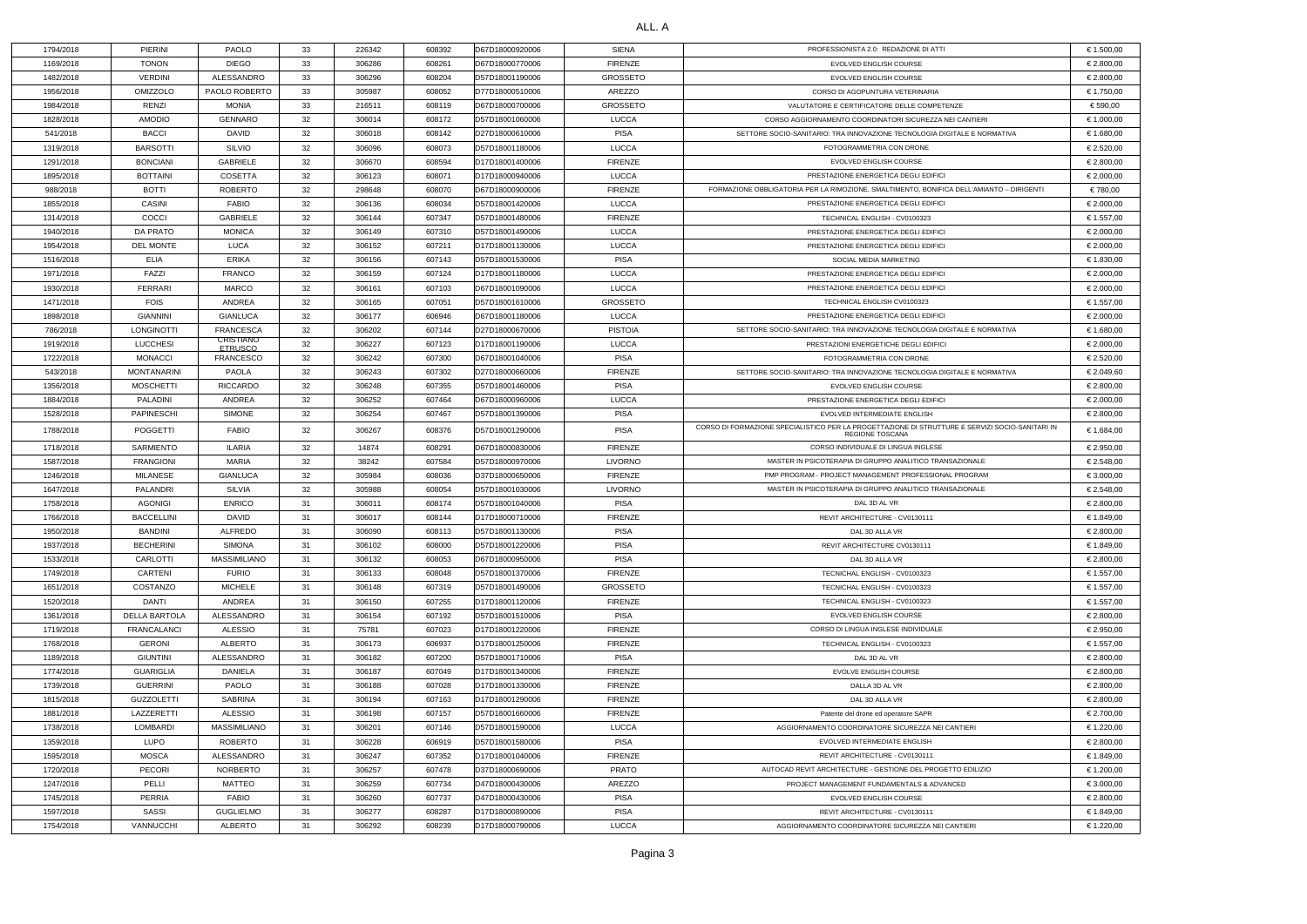ALL. A

| | | | | | | | | | |
|---|---|---|---|---|---|---|---|---|---|
| 1794/2018 | PIERINI | PAOLO | 33 | 226342 | 608392 | D67D18000920006 | SIENA | PROFESSIONISTA 2.0: REDAZIONE DI ATTI | € 1.500,00 |
| 1169/2018 | TONON | DIEGO | 33 | 306286 | 608261 | D67D18000770006 | FIRENZE | EVOLVED ENGLISH COURSE | € 2.800,00 |
| 1482/2018 | VERDINI | ALESSANDRO | 33 | 306296 | 608204 | D57D18001190006 | GROSSETO | EVOLVED ENGLISH COURSE | € 2.800,00 |
| 1956/2018 | OMIZZOLO | PAOLO ROBERTO | 33 | 305987 | 608052 | D77D18000510006 | AREZZO | CORSO DI AGOPUNTURA VETERINARIA | € 1.750,00 |
| 1984/2018 | RENZI | MONIA | 33 | 216511 | 608119 | D67D18000700006 | GROSSETO | VALUTATORE E CERTIFICATORE DELLE COMPETENZE | € 590,00 |
| 1828/2018 | AMODIO | GENNARO | 32 | 306014 | 608172 | D57D18001060006 | LUCCA | CORSO AGGIORNAMENTO COORDINATORI SICUREZZA NEI CANTIERI | € 1.000,00 |
| 541/2018 | BACCI | DAVID | 32 | 306018 | 608142 | D27D18000610006 | PISA | SETTORE SOCIO-SANITARIO: TRA INNOVAZIONE TECNOLOGIA DIGITALE E NORMATIVA | € 1.680,00 |
| 1319/2018 | BARSOTTI | SILVIO | 32 | 306096 | 608073 | D57D18001180006 | LUCCA | FOTOGRAMMETRIA CON DRONE | € 2.520,00 |
| 1291/2018 | BONCIANI | GABRIELE | 32 | 306670 | 608594 | D17D18001400006 | FIRENZE | EVOLVED ENGLISH COURSE | € 2.800,00 |
| 1895/2018 | BOTTAINI | COSETTA | 32 | 306123 | 608071 | D17D18000940006 | LUCCA | PRESTAZIONE ENERGETICA DEGLI EDIFICI | € 2.000,00 |
| 988/2018 | BOTTI | ROBERTO | 32 | 298648 | 608070 | D67D18000900006 | FIRENZE | FORMAZIONE OBBLIGATORIA PER LA RIMOZIONE, SMALTIMENTO, BONIFICA DELL'AMIANTO – DIRIGENTI | € 780,00 |
| 1855/2018 | CASINI | FABIO | 32 | 306136 | 608034 | D57D18001420006 | LUCCA | PRESTAZIONE ENERGETICA DEGLI EDIFICI | € 2.000,00 |
| 1314/2018 | COCCI | GABRIELE | 32 | 306144 | 607347 | D57D18001480006 | FIRENZE | TECHNICAL ENGLISH - CV0100323 | € 1.557,00 |
| 1940/2018 | DA PRATO | MONICA | 32 | 306149 | 607310 | D57D18001490006 | LUCCA | PRESTAZIONE ENERGETICA DEGLI EDIFICI | € 2.000,00 |
| 1954/2018 | DEL MONTE | LUCA | 32 | 306152 | 607211 | D17D18001130006 | LUCCA | PRESTAZIONE ENERGETICA DEGLI EDIFICI | € 2.000,00 |
| 1516/2018 | ELIA | ERIKA | 32 | 306156 | 607143 | D57D18001530006 | PISA | SOCIAL MEDIA MARKETING | € 1.830,00 |
| 1971/2018 | FAZZI | FRANCO | 32 | 306159 | 607124 | D17D18001180006 | LUCCA | PRESTAZIONE ENERGETICA DEGLI EDIFICI | € 2.000,00 |
| 1930/2018 | FERRARI | MARCO | 32 | 306161 | 607103 | D67D18001090006 | LUCCA | PRESTAZIONE ENERGETICA DEGLI EDIFICI | € 2.000,00 |
| 1471/2018 | FOIS | ANDREA | 32 | 306165 | 607051 | D57D18001610006 | GROSSETO | TECHNICAL ENGLISH CV0100323 | € 1.557,00 |
| 1898/2018 | GIANNINI | GIANLUCA | 32 | 306177 | 606946 | D67D18001180006 | LUCCA | PRESTAZIONE ENERGETICA DEGLI EDIFICI | € 2.000,00 |
| 786/2018 | LONGINOTTI | FRANCESCA | 32 | 306202 | 607144 | D27D18000670006 | PISTOIA | SETTORE SOCIO-SANITARIO: TRA INNOVAZIONE TECNOLOGIA DIGITALE E NORMATIVA | € 1.680,00 |
| 1919/2018 | LUCCHESI | CRISTIANO ETRUSCO | 32 | 306227 | 607123 | D17D18001190006 | LUCCA | PRESTAZIONI ENERGETICHE DEGLI EDIFICI | € 2.000,00 |
| 1722/2018 | MONACCI | FRANCESCO | 32 | 306242 | 607300 | D67D18001040006 | PISA | FOTOGRAMMETRIA CON DRONE | € 2.520,00 |
| 543/2018 | MONTANARINI | PAOLA | 32 | 306243 | 607302 | D27D18000660006 | FIRENZE | SETTORE SOCIO-SANITARIO: TRA INNOVAZIONE TECNOLOGIA DIGITALE E NORMATIVA | € 2.049,60 |
| 1356/2018 | MOSCHETTI | RICCARDO | 32 | 306248 | 607355 | D57D18001460006 | PISA | EVOLVED ENGLISH COURSE | € 2.800,00 |
| 1884/2018 | PALADINI | ANDREA | 32 | 306252 | 607464 | D67D18000960006 | LUCCA | PRESTAZIONE ENERGETICA DEGLI EDIFICI | € 2.000,00 |
| 1528/2018 | PAPINESCHI | SIMONE | 32 | 306254 | 607467 | D57D18001390006 | PISA | EVOLVED INTERMEDIATE ENGLISH | € 2.800,00 |
| 1788/2018 | POGGETTI | FABIO | 32 | 306267 | 608376 | D57D18001290006 | PISA | CORSO DI FORMAZIONE SPECIALISTICO PER LA PROGETTAZIONE DI STRUTTURE E SERVIZI SOCIO-SANITARI IN REGIONE TOSCANA | € 1.684,00 |
| 1718/2018 | SARMIENTO | ILARIA | 32 | 14874 | 608291 | D67D18000830006 | FIRENZE | CORSO INDIVIDUALE DI LINGUA INGLESE | € 2.950,00 |
| 1587/2018 | FRANGIONI | MARIA | 32 | 38242 | 607584 | D57D18000970006 | LIVORNO | MASTER IN PSICOTERAPIA DI GRUPPO ANALITICO TRANSAZIONALE | € 2.548,00 |
| 1246/2018 | MILANESE | GIANLUCA | 32 | 305984 | 608036 | D37D18000650006 | FIRENZE | PMP PROGRAM - PROJECT MANAGEMENT PROFESSIONAL PROGRAM | € 3.000,00 |
| 1647/2018 | PALANDRI | SILVIA | 32 | 305988 | 608054 | D57D18001030006 | LIVORNO | MASTER IN PSICOTERAPIA DI GRUPPO ANALITICO TRANSAZIONALE | € 2.548,00 |
| 1758/2018 | AGONIGI | ENRICO | 31 | 306011 | 608174 | D57D18001040006 | PISA | DAL 3D AL VR | € 2.800,00 |
| 1766/2018 | BACCELLINI | DAVID | 31 | 306017 | 608144 | D17D18000710006 | FIRENZE | REVIT ARCHITECTURE - CV0130111 | € 1.849,00 |
| 1950/2018 | BANDINI | ALFREDO | 31 | 306090 | 608113 | D57D18001130006 | PISA | DAL 3D ALLA VR | € 2.800,00 |
| 1937/2018 | BECHERINI | SIMONA | 31 | 306102 | 608000 | D57D18001220006 | PISA | REVIT ARCHITECTURE CV0130111 | € 1.849,00 |
| 1533/2018 | CARLOTTI | MASSIMILIANO | 31 | 306132 | 608053 | D67D18000950006 | PISA | DAL 3D ALLA VR | € 2.800,00 |
| 1749/2018 | CARTENI | FURIO | 31 | 306133 | 608048 | D57D18001370006 | FIRENZE | TECNICHAL ENGLISH - CV0100323 | € 1.557,00 |
| 1651/2018 | COSTANZO | MICHELE | 31 | 306148 | 607319 | D57D18001490006 | GROSSETO | TECNICHAL ENGLISH - CV0100323 | € 1.557,00 |
| 1520/2018 | DANTI | ANDREA | 31 | 306150 | 607255 | D17D18001120006 | FIRENZE | TECHNICAL ENGLISH - CV0100323 | € 1.557,00 |
| 1361/2018 | DELLA BARTOLA | ALESSANDRO | 31 | 306154 | 607192 | D57D18001510006 | PISA | EVOLVED ENGLISH COURSE | € 2.800,00 |
| 1719/2018 | FRANCALANCI | ALESSIO | 31 | 75781 | 607023 | D17D18001220006 | FIRENZE | CORSO DI LINGUA INGLESE INDIVIDUALE | € 2.950,00 |
| 1768/2018 | GERONI | ALBERTO | 31 | 306173 | 606937 | D17D18001250006 | FIRENZE | TECHNICAL ENGLISH - CV0100323 | € 1.557,00 |
| 1189/2018 | GIUNTINI | ALESSANDRO | 31 | 306182 | 607200 | D57D18001710006 | PISA | DAL 3D AL VR | € 2.800,00 |
| 1774/2018 | GUARIGLIA | DANIELA | 31 | 306187 | 607049 | D17D18001340006 | FIRENZE | EVOLVE ENGLISH COURSE | € 2.800,00 |
| 1739/2018 | GUERRINI | PAOLO | 31 | 306188 | 607028 | D17D18001330006 | FIRENZE | DALLA 3D AL VR | € 2.800,00 |
| 1815/2018 | GUZZOLETTI | SABRINA | 31 | 306194 | 607163 | D17D18001290006 | FIRENZE | DAL 3D ALLA VR | € 2.800,00 |
| 1881/2018 | LAZZERETTI | ALESSIO | 31 | 306198 | 607157 | D57D18001660006 | FIRENZE | Patente del drone ed operatore SAPR | € 2.700,00 |
| 1738/2018 | LOMBARDI | MASSIMILIANO | 31 | 306201 | 607146 | D57D18001590006 | LUCCA | AGGIORNAMENTO COORDINATORE SICUREZZA NEI CANTIERI | € 1.220,00 |
| 1359/2018 | LUPO | ROBERTO | 31 | 306228 | 606919 | D57D18001580006 | PISA | EVOLVED INTERMEDIATE ENGLISH | € 2.800,00 |
| 1595/2018 | MOSCA | ALESSANDRO | 31 | 306247 | 607352 | D17D18001040006 | FIRENZE | REVIT ARCHITECTURE - CV0130111 | € 1.849,00 |
| 1720/2018 | PECORI | NORBERTO | 31 | 306257 | 607478 | D37D18000690006 | PRATO | AUTOCAD REVIT ARCHITECTURE - GESTIONE DEL PROGETTO EDILIZIO | € 1.200,00 |
| 1247/2018 | PELLI | MATTEO | 31 | 306259 | 607734 | D47D18000430006 | AREZZO | PROJECT MANAGEMENT FUNDAMENTALS & ADVANCED | € 3.000,00 |
| 1745/2018 | PERRIA | FABIO | 31 | 306260 | 607737 | D47D18000430006 | PISA | EVOLVED ENGLISH COURSE | € 2.800,00 |
| 1597/2018 | SASSI | GUGLIELMO | 31 | 306277 | 608287 | D17D18000890006 | PISA | REVIT ARCHITECTURE - CV0130111 | € 1.849,00 |
| 1754/2018 | VANNUCCHI | ALBERTO | 31 | 306292 | 608239 | D17D18000790006 | LUCCA | AGGIORNAMENTO COORDINATORE SICUREZZA NEI CANTIERI | € 1.220,00 |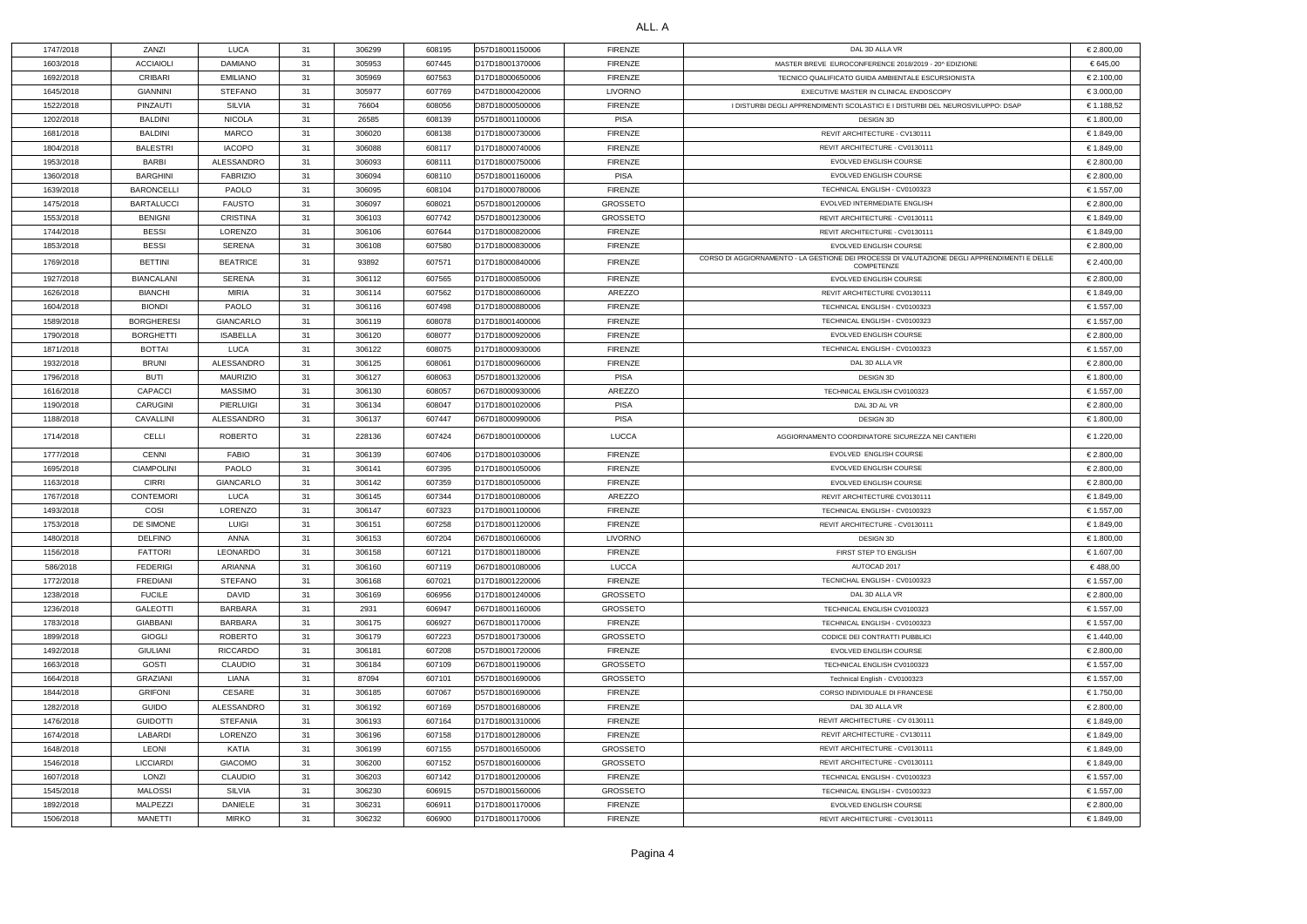ALL. A

| | | | | | | | | | |
|---|---|---|---|---|---|---|---|---|---|
| 1747/2018 | ZANZI | LUCA | 31 | 306299 | 608195 | D57D18001150006 | FIRENZE | DAL 3D ALLA VR | € 2.800,00 |
| 1603/2018 | ACCIAIOLI | DAMIANO | 31 | 305953 | 607445 | D17D18001370006 | FIRENZE | MASTER BREVE EUROCONFERENCE 2018/2019 - 20^ EDIZIONE | € 645,00 |
| 1692/2018 | CRIBARI | EMILIANO | 31 | 305969 | 607563 | D17D18000650006 | FIRENZE | TECNICO QUALIFICATO GUIDA AMBIENTALE ESCURSIONISTA | € 2.100,00 |
| 1645/2018 | GIANNINI | STEFANO | 31 | 305977 | 607769 | D47D18000420006 | LIVORNO | EXECUTIVE MASTER IN CLINICAL ENDOSCOPY | € 3.000,00 |
| 1522/2018 | PINZAUTI | SILVIA | 31 | 76604 | 608056 | D87D18000500006 | FIRENZE | I DISTURBI DEGLI APPRENDIMENTI SCOLASTICI E I DISTURBI DEL NEUROSVILUPPO: DSAP | € 1.188,52 |
| 1202/2018 | BALDINI | NICOLA | 31 | 26585 | 608139 | D57D18001100006 | PISA | DESIGN 3D | € 1.800,00 |
| 1681/2018 | BALDINI | MARCO | 31 | 306020 | 608138 | D17D18000730006 | FIRENZE | REVIT ARCHITECTURE - CV130111 | € 1.849,00 |
| 1804/2018 | BALESTRI | IACOPO | 31 | 306088 | 608117 | D17D18000740006 | FIRENZE | REVIT ARCHITECTURE - CV0130111 | € 1.849,00 |
| 1953/2018 | BARBI | ALESSANDRO | 31 | 306093 | 608111 | D17D18000750006 | FIRENZE | EVOLVED ENGLISH COURSE | € 2.800,00 |
| 1360/2018 | BARGHINI | FABRIZIO | 31 | 306094 | 608110 | D57D18001160006 | PISA | EVOLVED ENGLISH COURSE | € 2.800,00 |
| 1639/2018 | BARONCELLI | PAOLO | 31 | 306095 | 608104 | D17D18000780006 | FIRENZE | TECHNICAL ENGLISH - CV0100323 | € 1.557,00 |
| 1475/2018 | BARTALUCCI | FAUSTO | 31 | 306097 | 608021 | D57D18001200006 | GROSSETO | EVOLVED INTERMEDIATE ENGLISH | € 2.800,00 |
| 1553/2018 | BENIGNI | CRISTINA | 31 | 306103 | 607742 | D57D18001230006 | GROSSETO | REVIT ARCHITECTURE - CV0130111 | € 1.849,00 |
| 1744/2018 | BESSI | LORENZO | 31 | 306106 | 607644 | D17D18000820006 | FIRENZE | REVIT ARCHITECTURE - CV0130111 | € 1.849,00 |
| 1853/2018 | BESSI | SERENA | 31 | 306108 | 607580 | D17D18000830006 | FIRENZE | EVOLVED ENGLISH COURSE | € 2.800,00 |
| 1769/2018 | BETTINI | BEATRICE | 31 | 93892 | 607571 | D17D18000840006 | FIRENZE | CORSO DI AGGIORNAMENTO - LA GESTIONE DEI PROCESSI DI VALUTAZIONE DEGLI APPRENDIMENTI E DELLE COMPETENZE | € 2.400,00 |
| 1927/2018 | BIANCALANI | SERENA | 31 | 306112 | 607565 | D17D18000850006 | FIRENZE | EVOLVED ENGLISH COURSE | € 2.800,00 |
| 1626/2018 | BIANCHI | MIRIA | 31 | 306114 | 607562 | D17D18000860006 | AREZZO | REVIT ARCHITECTURE CV0130111 | € 1.849,00 |
| 1604/2018 | BIONDI | PAOLO | 31 | 306116 | 607498 | D17D18000880006 | FIRENZE | TECHNICAL ENGLISH - CV0100323 | € 1.557,00 |
| 1589/2018 | BORGHERESI | GIANCARLO | 31 | 306119 | 608078 | D17D18001400006 | FIRENZE | TECHNICAL ENGLISH - CV0100323 | € 1.557,00 |
| 1790/2018 | BORGHETTI | ISABELLA | 31 | 306120 | 608077 | D17D18000920006 | FIRENZE | EVOLVED ENGLISH COURSE | € 2.800,00 |
| 1871/2018 | BOTTAI | LUCA | 31 | 306122 | 608075 | D17D18000930006 | FIRENZE | TECHNICAL ENGLISH - CV0100323 | € 1.557,00 |
| 1932/2018 | BRUNI | ALESSANDRO | 31 | 306125 | 608061 | D17D18000960006 | FIRENZE | DAL 3D ALLA VR | € 2.800,00 |
| 1796/2018 | BUTI | MAURIZIO | 31 | 306127 | 608063 | D57D18001320006 | PISA | DESIGN 3D | € 1.800,00 |
| 1616/2018 | CAPACCI | MASSIMO | 31 | 306130 | 608057 | D67D18000930006 | AREZZO | TECHNICAL ENGLISH CV0100323 | € 1.557,00 |
| 1190/2018 | CARUGINI | PIERLUIGI | 31 | 306134 | 608047 | D17D18001020006 | PISA | DAL 3D AL VR | € 2.800,00 |
| 1188/2018 | CAVALLINI | ALESSANDRO | 31 | 306137 | 607447 | D67D18000990006 | PISA | DESIGN 3D | € 1.800,00 |
| 1714/2018 | CELLI | ROBERTO | 31 | 228136 | 607424 | D67D18001000006 | LUCCA | AGGIORNAMENTO COORDINATORE SICUREZZA NEI CANTIERI | € 1.220,00 |
| 1777/2018 | CENNI | FABIO | 31 | 306139 | 607406 | D17D18001030006 | FIRENZE | EVOLVED ENGLISH COURSE | € 2.800,00 |
| 1695/2018 | CIAMPOLINI | PAOLO | 31 | 306141 | 607395 | D17D18001050006 | FIRENZE | EVOLVED ENGLISH COURSE | € 2.800,00 |
| 1163/2018 | CIRRI | GIANCARLO | 31 | 306142 | 607359 | D17D18001050006 | FIRENZE | EVOLVED ENGLISH COURSE | € 2.800,00 |
| 1767/2018 | CONTEMORI | LUCA | 31 | 306145 | 607344 | D17D18001080006 | AREZZO | REVIT ARCHITECTURE CV0130111 | € 1.849,00 |
| 1493/2018 | COSI | LORENZO | 31 | 306147 | 607323 | D17D18001100006 | FIRENZE | TECHNICAL ENGLISH - CV0100323 | € 1.557,00 |
| 1753/2018 | DE SIMONE | LUIGI | 31 | 306151 | 607258 | D17D18001120006 | FIRENZE | REVIT ARCHITECTURE - CV0130111 | € 1.849,00 |
| 1480/2018 | DELFINO | ANNA | 31 | 306153 | 607204 | D67D18001060006 | LIVORNO | DESIGN 3D | € 1.800,00 |
| 1156/2018 | FATTORI | LEONARDO | 31 | 306158 | 607121 | D17D18001180006 | FIRENZE | FIRST STEP TO ENGLISH | € 1.607,00 |
| 586/2018 | FEDERIGI | ARIANNA | 31 | 306160 | 607119 | D67D18001080006 | LUCCA | AUTOCAD 2017 | € 488,00 |
| 1772/2018 | FREDIANI | STEFANO | 31 | 306168 | 607021 | D17D18001220006 | FIRENZE | TECNICHAL ENGLISH - CV0100323 | € 1.557,00 |
| 1238/2018 | FUCILE | DAVID | 31 | 306169 | 606956 | D17D18001240006 | GROSSETO | DAL 3D ALLA VR | € 2.800,00 |
| 1236/2018 | GALEOTTI | BARBARA | 31 | 2931 | 606947 | D67D18001160006 | GROSSETO | TECHNICAL ENGLISH CV0100323 | € 1.557,00 |
| 1783/2018 | GIABBANI | BARBARA | 31 | 306175 | 606927 | D67D18001170006 | FIRENZE | TECHNICAL ENGLISH - CV0100323 | € 1.557,00 |
| 1899/2018 | GIOGLI | ROBERTO | 31 | 306179 | 607223 | D57D18001730006 | GROSSETO | CODICE DEI CONTRATTI PUBBLICI | € 1.440,00 |
| 1492/2018 | GIULIANI | RICCARDO | 31 | 306181 | 607208 | D57D18001720006 | FIRENZE | EVOLVED ENGLISH COURSE | € 2.800,00 |
| 1663/2018 | GOSTI | CLAUDIO | 31 | 306184 | 607109 | D67D18001190006 | GROSSETO | TECHNICAL ENGLISH CV0100323 | € 1.557,00 |
| 1664/2018 | GRAZIANI | LIANA | 31 | 87094 | 607101 | D57D18001690006 | GROSSETO | Technical English - CV0100323 | € 1.557,00 |
| 1844/2018 | GRIFONI | CESARE | 31 | 306185 | 607067 | D57D18001690006 | FIRENZE | CORSO INDIVIDUALE DI FRANCESE | € 1.750,00 |
| 1282/2018 | GUIDO | ALESSANDRO | 31 | 306192 | 607169 | D57D18001680006 | FIRENZE | DAL 3D ALLA VR | € 2.800,00 |
| 1476/2018 | GUIDOTTI | STEFANIA | 31 | 306193 | 607164 | D17D18001310006 | FIRENZE | REVIT ARCHITECTURE - CV 0130111 | € 1.849,00 |
| 1674/2018 | LABARDI | LORENZO | 31 | 306196 | 607158 | D17D18001280006 | FIRENZE | REVIT ARCHITECTURE - CV130111 | € 1.849,00 |
| 1648/2018 | LEONI | KATIA | 31 | 306199 | 607155 | D57D18001650006 | GROSSETO | REVIT ARCHITECTURE - CV0130111 | € 1.849,00 |
| 1546/2018 | LICCIARDI | GIACOMO | 31 | 306200 | 607152 | D57D18001600006 | GROSSETO | REVIT ARCHITECTURE - CV0130111 | € 1.849,00 |
| 1607/2018 | LONZI | CLAUDIO | 31 | 306203 | 607142 | D17D18001200006 | FIRENZE | TECHNICAL ENGLISH - CV0100323 | € 1.557,00 |
| 1545/2018 | MALOSSI | SILVIA | 31 | 306230 | 606915 | D57D18001560006 | GROSSETO | TECHNICAL ENGLISH - CV0100323 | € 1.557,00 |
| 1892/2018 | MALPEZZI | DANIELE | 31 | 306231 | 606911 | D17D18001170006 | FIRENZE | EVOLVED ENGLISH COURSE | € 2.800,00 |
| 1506/2018 | MANETTI | MIRKO | 31 | 306232 | 606900 | D17D18001170006 | FIRENZE | REVIT ARCHITECTURE - CV0130111 | € 1.849,00 |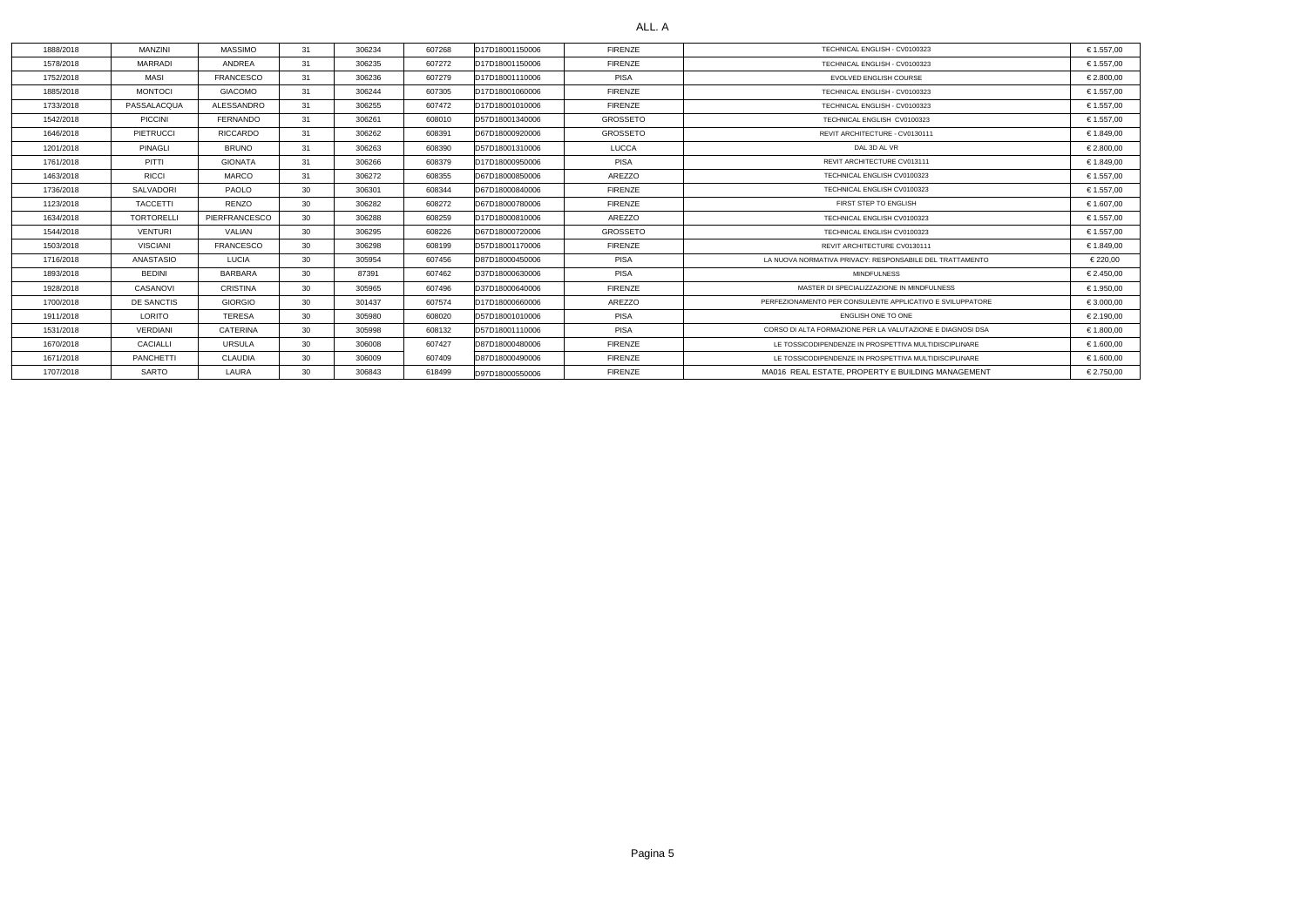ALL. A

| | | | | | | | | | |
|---|---|---|---|---|---|---|---|---|---|
| 1888/2018 | MANZINI | MASSIMO | 31 | 306234 | 607268 | D17D18001150006 | FIRENZE | TECHNICAL ENGLISH - CV0100323 | € 1.557,00 |
| 1578/2018 | MARRADI | ANDREA | 31 | 306235 | 607272 | D17D18001150006 | FIRENZE | TECHNICAL ENGLISH - CV0100323 | € 1.557,00 |
| 1752/2018 | MASI | FRANCESCO | 31 | 306236 | 607279 | D17D18001110006 | PISA | EVOLVED ENGLISH COURSE | € 2.800,00 |
| 1885/2018 | MONTOCI | GIACOMO | 31 | 306244 | 607305 | D17D18001060006 | FIRENZE | TECHNICAL ENGLISH - CV0100323 | € 1.557,00 |
| 1733/2018 | PASSALACQUA | ALESSANDRO | 31 | 306255 | 607472 | D17D18001010006 | FIRENZE | TECHNICAL ENGLISH - CV0100323 | € 1.557,00 |
| 1542/2018 | PICCINI | FERNANDO | 31 | 306261 | 608010 | D57D18001340006 | GROSSETO | TECHNICAL ENGLISH CV0100323 | € 1.557,00 |
| 1646/2018 | PIETRUCCI | RICCARDO | 31 | 306262 | 608391 | D67D18000920006 | GROSSETO | REVIT ARCHITECTURE - CV0130111 | € 1.849,00 |
| 1201/2018 | PINAGLI | BRUNO | 31 | 306263 | 608390 | D57D18001310006 | LUCCA | DAL 3D AL VR | € 2.800,00 |
| 1761/2018 | PITTI | GIONATA | 31 | 306266 | 608379 | D17D18000950006 | PISA | REVIT ARCHITECTURE CV013111 | € 1.849,00 |
| 1463/2018 | RICCI | MARCO | 31 | 306272 | 608355 | D67D18000850006 | AREZZO | TECHNICAL ENGLISH CV0100323 | € 1.557,00 |
| 1736/2018 | SALVADORI | PAOLO | 30 | 306301 | 608344 | D67D18000840006 | FIRENZE | TECHNICAL ENGLISH CV0100323 | € 1.557,00 |
| 1123/2018 | TACCETTI | RENZO | 30 | 306282 | 608272 | D67D18000780006 | FIRENZE | FIRST STEP TO ENGLISH | € 1.607,00 |
| 1634/2018 | TORTORELLI | PIERFRANCESCO | 30 | 306288 | 608259 | D17D18000810006 | AREZZO | TECHNICAL ENGLISH CV0100323 | € 1.557,00 |
| 1544/2018 | VENTURI | VALIAN | 30 | 306295 | 608226 | D67D18000720006 | GROSSETO | TECHNICAL ENGLISH CV0100323 | € 1.557,00 |
| 1503/2018 | VISCIANI | FRANCESCO | 30 | 306298 | 608199 | D57D18001170006 | FIRENZE | REVIT ARCHITECTURE CV0130111 | € 1.849,00 |
| 1716/2018 | ANASTASIO | LUCIA | 30 | 305954 | 607456 | D87D18000450006 | PISA | LA NUOVA NORMATIVA PRIVACY: RESPONSABILE DEL TRATTAMENTO | € 220,00 |
| 1893/2018 | BEDINI | BARBARA | 30 | 87391 | 607462 | D37D18000630006 | PISA | MINDFULNESS | € 2.450,00 |
| 1928/2018 | CASANOVI | CRISTINA | 30 | 305965 | 607496 | D37D18000640006 | FIRENZE | MASTER DI SPECIALIZZAZIONE IN MINDFULNESS | € 1.950,00 |
| 1700/2018 | DE SANCTIS | GIORGIO | 30 | 301437 | 607574 | D17D18000660006 | AREZZO | PERFEZIONAMENTO PER CONSULENTE APPLICATIVO E SVILUPPATORE | € 3.000,00 |
| 1911/2018 | LORITO | TERESA | 30 | 305980 | 608020 | D57D18001010006 | PISA | ENGLISH ONE TO ONE | € 2.190,00 |
| 1531/2018 | VERDIANI | CATERINA | 30 | 305998 | 608132 | D57D18001110006 | PISA | CORSO DI ALTA FORMAZIONE PER LA VALUTAZIONE E DIAGNOSI DSA | € 1.800,00 |
| 1670/2018 | CACIALLI | URSULA | 30 | 306008 | 607427 | D87D18000480006 | FIRENZE | LE TOSSICODIPENDENZE IN PROSPETTIVA MULTIDISCIPLINARE | € 1.600,00 |
| 1671/2018 | PANCHETTI | CLAUDIA | 30 | 306009 | 607409 | D87D18000490006 | FIRENZE | LE TOSSICODIPENDENZE IN PROSPETTIVA MULTIDISCIPLINARE | € 1.600,00 |
| 1707/2018 | SARTO | LAURA | 30 | 306843 | 618499 | D97D18000550006 | FIRENZE | MA016 REAL ESTATE, PROPERTY E BUILDING MANAGEMENT | € 2.750,00 |